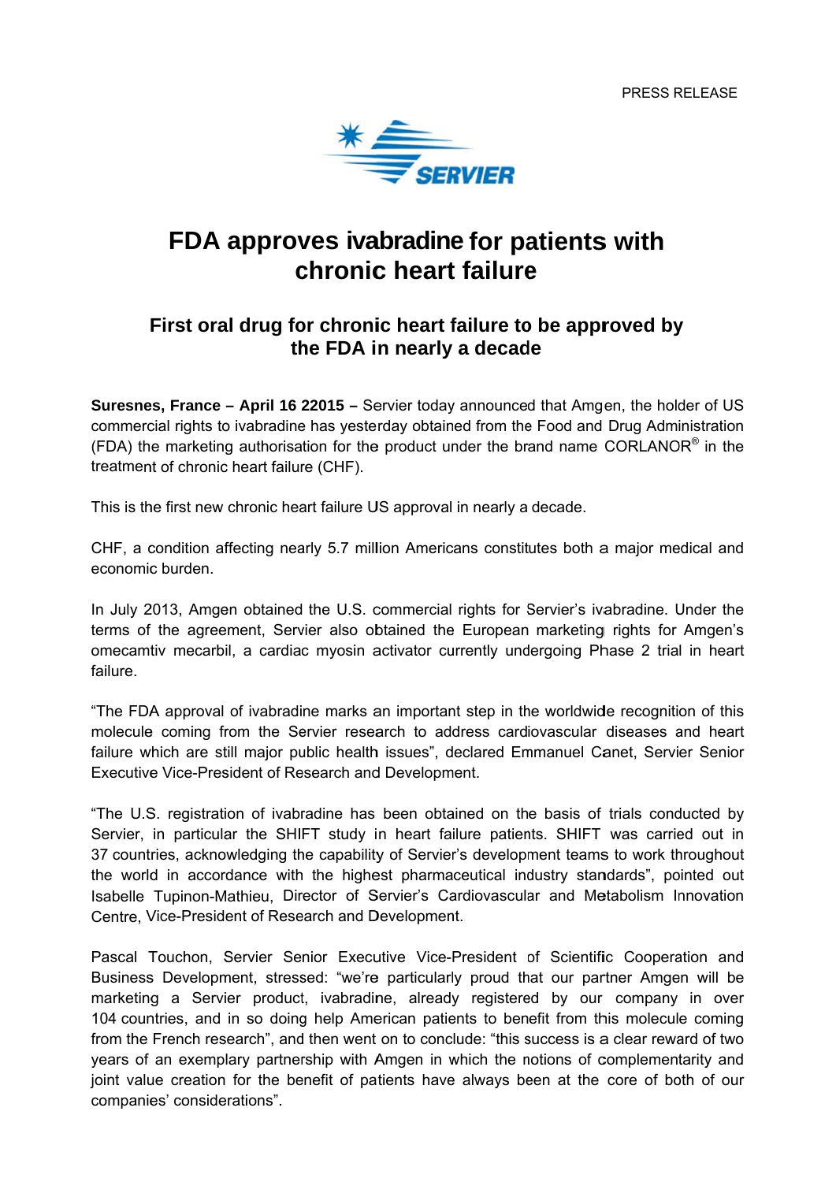PRESS RELEASE

SERVIER

# FDA approves ivabradine for patients with chronic heart failure

## First oral drug for chronic heart failure to be approved by the FDA in nearly a decade

**Suresnes, France – April 16 22015 –** Servier today announced that Amgen, the holder of US commercial rights to ivabradine has yesterday obtained from the Food and Drug Administration (FDA) the marketing authorisation for the product under the brand name CORLANOR® in the treatment of chronic heart failure (CHF).

This is the first new chronic heart failure US approval in nearly a decade.

CHF, a condition affecting nearly 5.7 million Americans constitutes both a major medical and economic burden.

In July 2013, Amgen obtained the U.S. commercial rights for Servier's ivabradine. Under the terms of the agreement, Servier also obtained the European marketing rights for Amgen's omecamtiv mecarbil, a cardiac myosin activator currently undergoing Phase 2 trial in heart failure.

"The FDA approval of ivabradine marks an important step in the worldwide recognition of this molecule coming from the Servier research to address cardiovascular diseases and heart failure which are still major public health issues", declared Emmanuel Canet, Servier Senior Executive Vice-President of Research and Development.

"The U.S. registration of ivabradine has been obtained on the basis of trials conducted by Servier, in particular the SHIFT study in heart failure patients. SHIFT was carried out in 37 countries, acknowledging the capability of Servier's development teams to work throughout the world in accordance with the highest pharmaceutical industry standards", pointed out Isabelle Tupinon-Mathieu, Director of Servier's Cardiovascular and Metabolism Innovation Centre, Vice-President of Research and Development.

Pascal Touchon, Servier Senior Executive Vice-President of Scientific Cooperation and Business Development, stressed: "we're particularly proud that our partner Amgen will be marketing a Servier product, ivabradine, already registered by our company in over 104 countries, and in so doing help American patients to benefit from this molecule coming from the French research", and then went on to conclude: "this success is a clear reward of two years of an exemplary partnership with Amgen in which the notions of complementarity and joint value creation for the benefit of patients have always been at the core of both of our companies' considerations".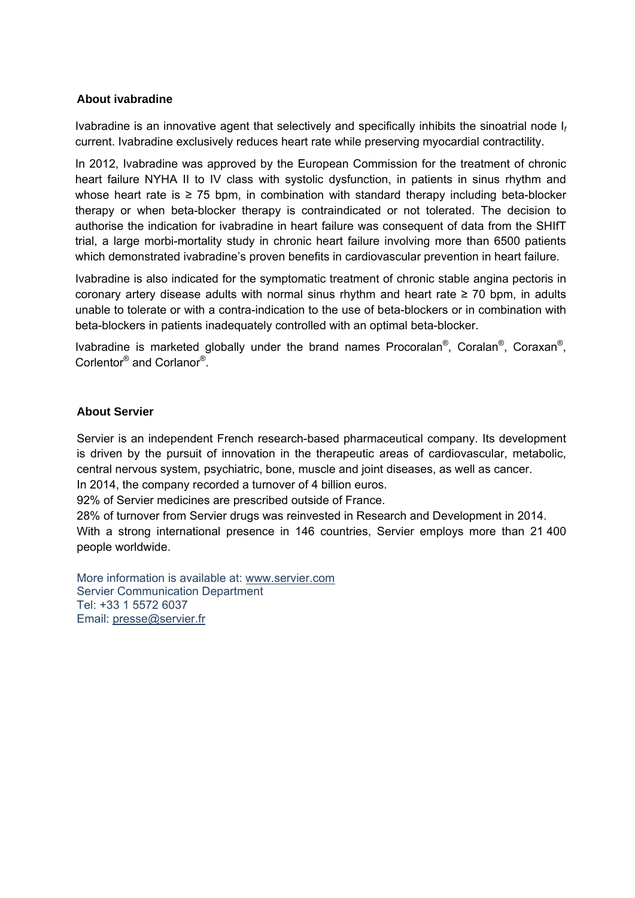## About ivabradine

Ivabradine is an innovative agent that selectively and specifically inhibits the sinoatrial node $I_f$ current. Ivabradine exclusively reduces heart rate while preserving myocardial contractility.

In 2012, Ivabradine was approved by the European Commission for the treatment of chronic heart failure NYHA II to IV class with systolic dysfunction, in patients in sinus rhythm and whose heart rate is ≥ 75 bpm, in combination with standard therapy including beta-blocker therapy or when beta-blocker therapy is contraindicated or not tolerated. The decision to authorise the indication for ivabradine in heart failure was consequent of data from the SHIfT trial, a large morbi-mortality study in chronic heart failure involving more than 6500 patients which demonstrated ivabradine's proven benefits in cardiovascular prevention in heart failure.

Ivabradine is also indicated for the symptomatic treatment of chronic stable angina pectoris in coronary artery disease adults with normal sinus rhythm and heart rate ≥ 70 bpm, in adults unable to tolerate or with a contra-indication to the use of beta-blockers or in combination with beta-blockers in patients inadequately controlled with an optimal beta-blocker.

Ivabradine is marketed globally under the brand names Procoralan®, Coralan®, Coraxan®, Corlentor® and Corlanor®.

## About Servier

Servier is an independent French research-based pharmaceutical company. Its development is driven by the pursuit of innovation in the therapeutic areas of cardiovascular, metabolic, central nervous system, psychiatric, bone, muscle and joint diseases, as well as cancer.
In 2014, the company recorded a turnover of 4 billion euros.
92% of Servier medicines are prescribed outside of France.
28% of turnover from Servier drugs was reinvested in Research and Development in 2014.
With a strong international presence in 146 countries, Servier employs more than 21 400 people worldwide.

More information is available at: www.servier.com
Servier Communication Department
Tel: +33 1 5572 6037
Email: presse@servier.fr